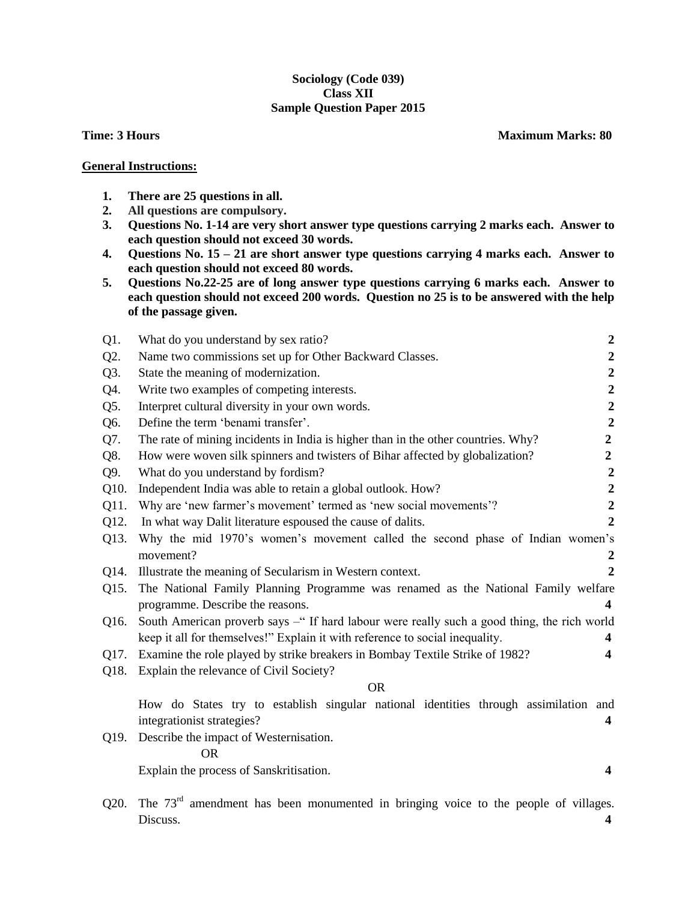# Sociology (Code 039)
## Class XII
## Sample Question Paper 2015

**Time: 3 Hours** **Maximum Marks: 80**

**General Instructions:**

1. **There are 25 questions in all.**
2. **All questions are compulsory.**
3. **Questions No. 1-14 are very short answer type questions carrying 2 marks each. Answer to each question should not exceed 30 words.**
4. **Questions No. 15 – 21 are short answer type questions carrying 4 marks each. Answer to each question should not exceed 80 words.**
5. **Questions No.22-25 are of long answer type questions carrying 6 marks each. Answer to each question should not exceed 200 words. Question no 25 is to be answered with the help of the passage given.**

Q1. What do you understand by sex ratio? **2**

Q2. Name two commissions set up for Other Backward Classes. **2**

Q3. State the meaning of modernization. **2**

Q4. Write two examples of competing interests. **2**

Q5. Interpret cultural diversity in your own words. **2**

Q6. Define the term 'benami transfer'. **2**

Q7. The rate of mining incidents in India is higher than in the other countries. Why? **2**

Q8. How were woven silk spinners and twisters of Bihar affected by globalization? **2**

Q9. What do you understand by fordism? **2**

Q10. Independent India was able to retain a global outlook. How? **2**

Q11. Why are 'new farmer's movement' termed as 'new social movements'? **2**

Q12. In what way Dalit literature espoused the cause of dalits. **2**

Q13. Why the mid 1970's women's movement called the second phase of Indian women's movement? **2**

Q14. Illustrate the meaning of Secularism in Western context. **2**

Q15. The National Family Planning Programme was renamed as the National Family welfare programme. Describe the reasons. **4**

Q16. South American proverb says –" If hard labour were really such a good thing, the rich world keep it all for themselves!" Explain it with reference to social inequality. **4**

Q17. Examine the role played by strike breakers in Bombay Textile Strike of 1982? **4**

Q18. Explain the relevance of Civil Society?

OR

How do States try to establish singular national identities through assimilation and integrationist strategies? **4**

Q19. Describe the impact of Westernisation.

OR

Explain the process of Sanskritisation. **4**

Q20. The 73rd amendment has been monumented in bringing voice to the people of villages. Discuss. **4**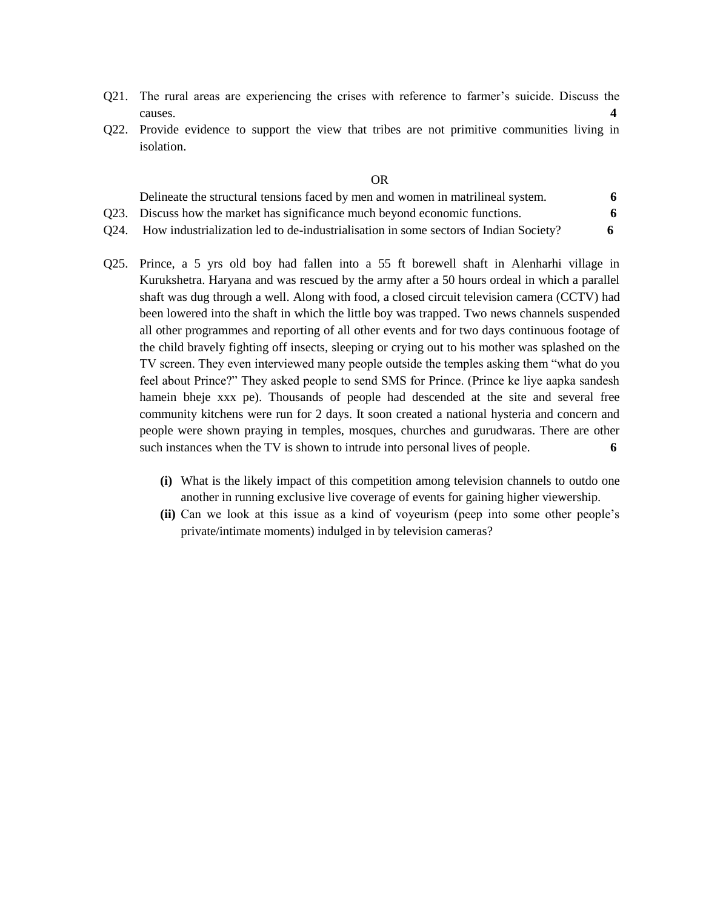Q21. The rural areas are experiencing the crises with reference to farmer's suicide. Discuss the causes. **4**

Q22. Provide evidence to support the view that tribes are not primitive communities living in isolation.

OR

Delineate the structural tensions faced by men and women in matrilineal system. **6**

Q23. Discuss how the market has significance much beyond economic functions. **6**

Q24. How industrialization led to de-industrialisation in some sectors of Indian Society? **6**

Q25. Prince, a 5 yrs old boy had fallen into a 55 ft borewell shaft in Alenharhi village in Kurukshetra. Haryana and was rescued by the army after a 50 hours ordeal in which a parallel shaft was dug through a well. Along with food, a closed circuit television camera (CCTV) had been lowered into the shaft in which the little boy was trapped. Two news channels suspended all other programmes and reporting of all other events and for two days continuous footage of the child bravely fighting off insects, sleeping or crying out to his mother was splashed on the TV screen. They even interviewed many people outside the temples asking them "what do you feel about Prince?" They asked people to send SMS for Prince. (Prince ke liye aapka sandesh hamein bheje xxx pe). Thousands of people had descended at the site and several free community kitchens were run for 2 days. It soon created a national hysteria and concern and people were shown praying in temples, mosques, churches and gurudwaras. There are other such instances when the TV is shown to intrude into personal lives of people. **6**

**(i)** What is the likely impact of this competition among television channels to outdo one another in running exclusive live coverage of events for gaining higher viewership.

**(ii)** Can we look at this issue as a kind of voyeurism (peep into some other people's private/intimate moments) indulged in by television cameras?